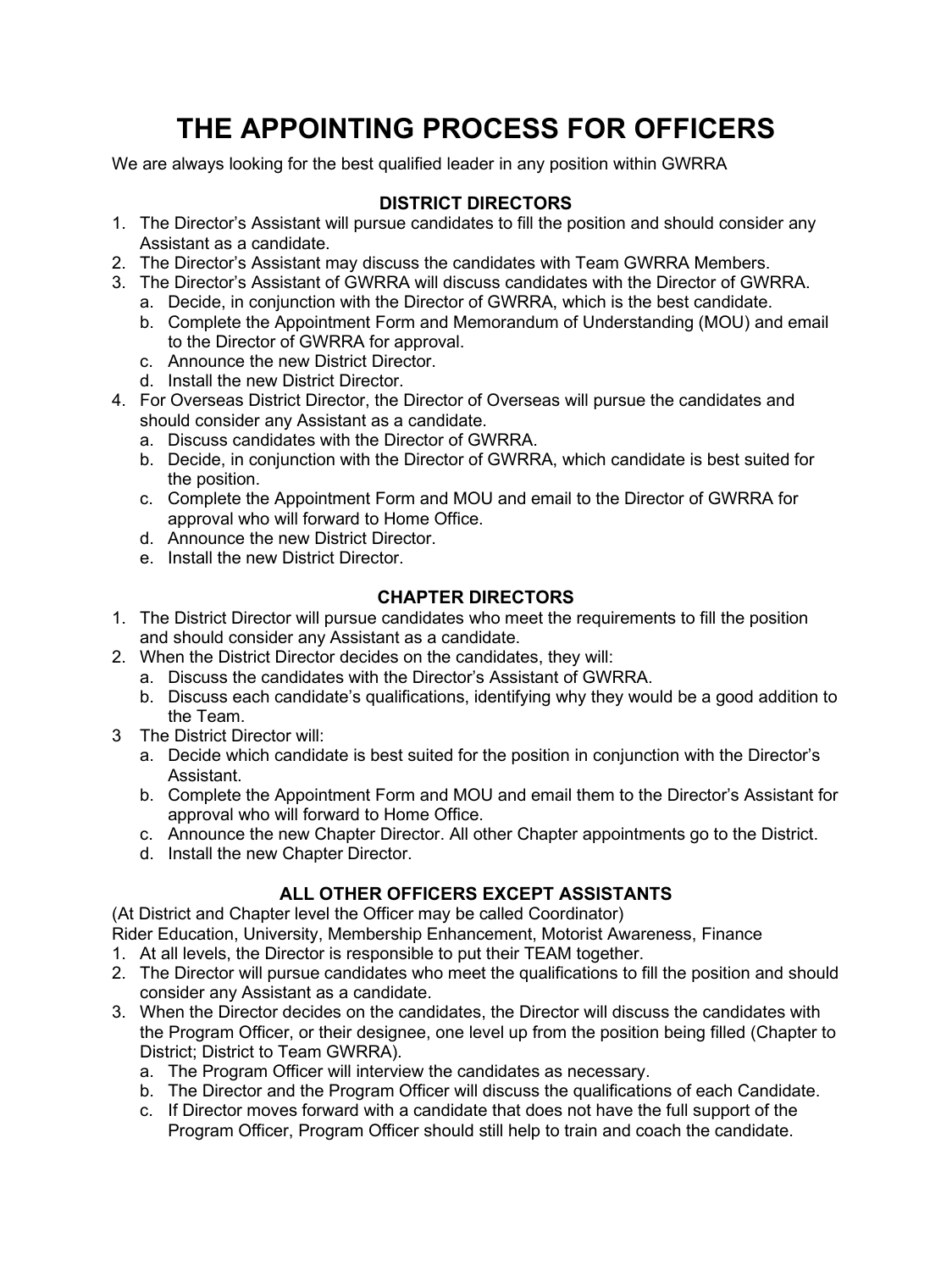# THE APPOINTING PROCESS FOR OFFICERS

We are always looking for the best qualified leader in any position within GWRRA

## DISTRICT DIRECTORS

1. The Director's Assistant will pursue candidates to fill the position and should consider any Assistant as a candidate.
2. The Director's Assistant may discuss the candidates with Team GWRRA Members.
3. The Director's Assistant of GWRRA will discuss candidates with the Director of GWRRA.
   a. Decide, in conjunction with the Director of GWRRA, which is the best candidate.
   b. Complete the Appointment Form and Memorandum of Understanding (MOU) and email to the Director of GWRRA for approval.
   c. Announce the new District Director.
   d. Install the new District Director.
4. For Overseas District Director, the Director of Overseas will pursue the candidates and should consider any Assistant as a candidate.
   a. Discuss candidates with the Director of GWRRA.
   b. Decide, in conjunction with the Director of GWRRA, which candidate is best suited for the position.
   c. Complete the Appointment Form and MOU and email to the Director of GWRRA for approval who will forward to Home Office.
   d. Announce the new District Director.
   e. Install the new District Director.

## CHAPTER DIRECTORS

1. The District Director will pursue candidates who meet the requirements to fill the position and should consider any Assistant as a candidate.
2. When the District Director decides on the candidates, they will:
   a. Discuss the candidates with the Director's Assistant of GWRRA.
   b. Discuss each candidate's qualifications, identifying why they would be a good addition to the Team.
3. The District Director will:
   a. Decide which candidate is best suited for the position in conjunction with the Director's Assistant.
   b. Complete the Appointment Form and MOU and email them to the Director's Assistant for approval who will forward to Home Office.
   c. Announce the new Chapter Director. All other Chapter appointments go to the District.
   d. Install the new Chapter Director.

## ALL OTHER OFFICERS EXCEPT ASSISTANTS

(At District and Chapter level the Officer may be called Coordinator)

Rider Education, University, Membership Enhancement, Motorist Awareness, Finance

1. At all levels, the Director is responsible to put their TEAM together.
2. The Director will pursue candidates who meet the qualifications to fill the position and should consider any Assistant as a candidate.
3. When the Director decides on the candidates, the Director will discuss the candidates with the Program Officer, or their designee, one level up from the position being filled (Chapter to District; District to Team GWRRA).
   a. The Program Officer will interview the candidates as necessary.
   b. The Director and the Program Officer will discuss the qualifications of each Candidate.
   c. If Director moves forward with a candidate that does not have the full support of the Program Officer, Program Officer should still help to train and coach the candidate.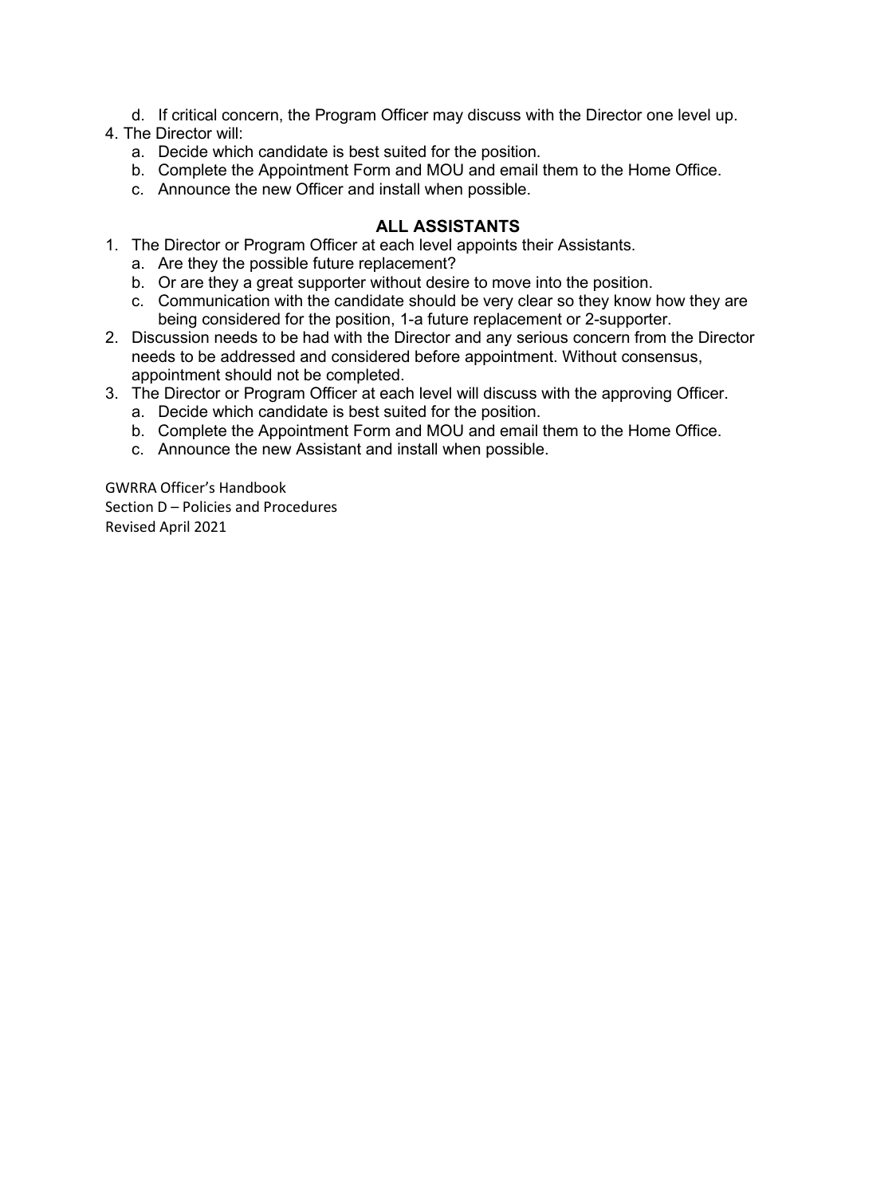d. If critical concern, the Program Officer may discuss with the Director one level up.

4. The Director will:
   a. Decide which candidate is best suited for the position.
   b. Complete the Appointment Form and MOU and email them to the Home Office.
   c. Announce the new Officer and install when possible.

## ALL ASSISTANTS

1. The Director or Program Officer at each level appoints their Assistants.
   a. Are they the possible future replacement?
   b. Or are they a great supporter without desire to move into the position.
   c. Communication with the candidate should be very clear so they know how they are being considered for the position, 1-a future replacement or 2-supporter.
2. Discussion needs to be had with the Director and any serious concern from the Director needs to be addressed and considered before appointment. Without consensus, appointment should not be completed.
3. The Director or Program Officer at each level will discuss with the approving Officer.
   a. Decide which candidate is best suited for the position.
   b. Complete the Appointment Form and MOU and email them to the Home Office.
   c. Announce the new Assistant and install when possible.

GWRRA Officer's Handbook
Section D – Policies and Procedures
Revised April 2021